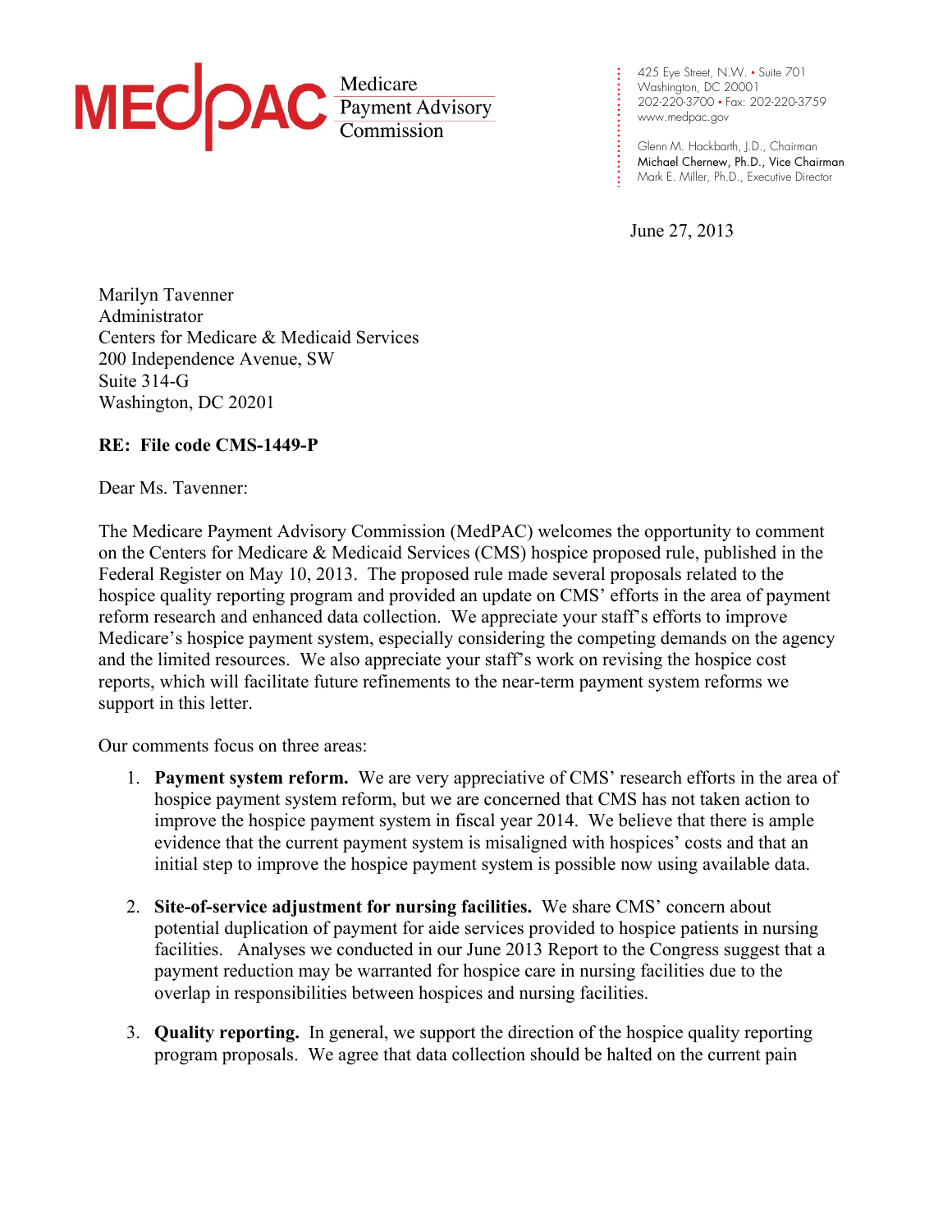**MEDPAC** Medicare Payment Advisory Commission

425 Eye Street, N.W. • Suite 701
Washington, DC 20001
202-220-3700 • Fax: 202-220-3759
www.medpac.gov

Glenn M. Hackbarth, J.D., Chairman
Michael Chernew, Ph.D., Vice Chairman
Mark E. Miller, Ph.D., Executive Director

June 27, 2013

Marilyn Tavenner
Administrator
Centers for Medicare & Medicaid Services
200 Independence Avenue, SW
Suite 314-G
Washington, DC 20201

**RE: File code CMS-1449-P**

Dear Ms. Tavenner:

The Medicare Payment Advisory Commission (MedPAC) welcomes the opportunity to comment on the Centers for Medicare & Medicaid Services (CMS) hospice proposed rule, published in the Federal Register on May 10, 2013. The proposed rule made several proposals related to the hospice quality reporting program and provided an update on CMS' efforts in the area of payment reform research and enhanced data collection. We appreciate your staff's efforts to improve Medicare's hospice payment system, especially considering the competing demands on the agency and the limited resources. We also appreciate your staff's work on revising the hospice cost reports, which will facilitate future refinements to the near-term payment system reforms we support in this letter.

Our comments focus on three areas:

1. **Payment system reform.** We are very appreciative of CMS' research efforts in the area of hospice payment system reform, but we are concerned that CMS has not taken action to improve the hospice payment system in fiscal year 2014. We believe that there is ample evidence that the current payment system is misaligned with hospices' costs and that an initial step to improve the hospice payment system is possible now using available data.

2. **Site-of-service adjustment for nursing facilities.** We share CMS' concern about potential duplication of payment for aide services provided to hospice patients in nursing facilities. Analyses we conducted in our June 2013 Report to the Congress suggest that a payment reduction may be warranted for hospice care in nursing facilities due to the overlap in responsibilities between hospices and nursing facilities.

3. **Quality reporting.** In general, we support the direction of the hospice quality reporting program proposals. We agree that data collection should be halted on the current pain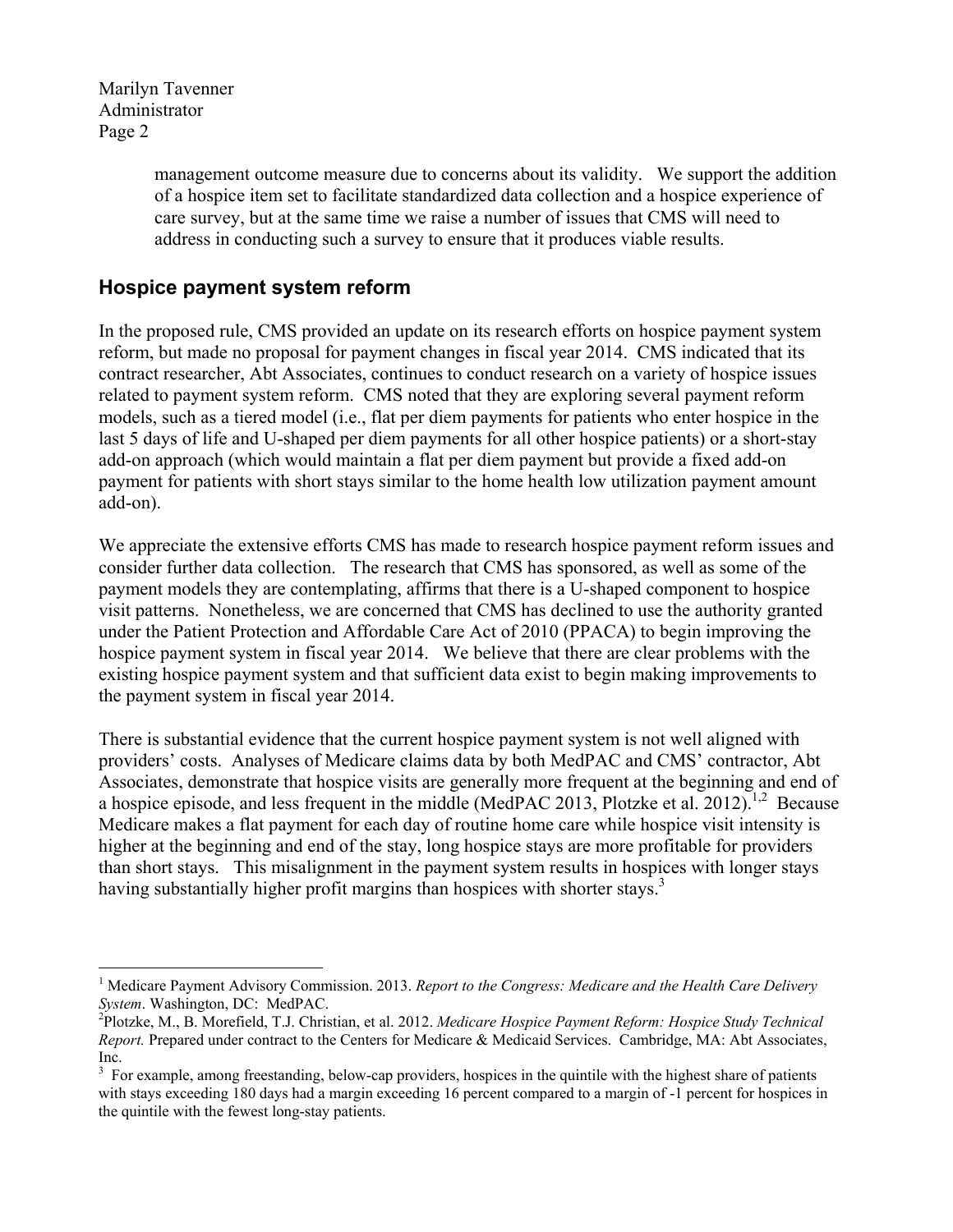management outcome measure due to concerns about its validity. We support the addition of a hospice item set to facilitate standardized data collection and a hospice experience of care survey, but at the same time we raise a number of issues that CMS will need to address in conducting such a survey to ensure that it produces viable results.

## Hospice payment system reform

In the proposed rule, CMS provided an update on its research efforts on hospice payment system reform, but made no proposal for payment changes in fiscal year 2014. CMS indicated that its contract researcher, Abt Associates, continues to conduct research on a variety of hospice issues related to payment system reform. CMS noted that they are exploring several payment reform models, such as a tiered model (i.e., flat per diem payments for patients who enter hospice in the last 5 days of life and U-shaped per diem payments for all other hospice patients) or a short-stay add-on approach (which would maintain a flat per diem payment but provide a fixed add-on payment for patients with short stays similar to the home health low utilization payment amount add-on).

We appreciate the extensive efforts CMS has made to research hospice payment reform issues and consider further data collection. The research that CMS has sponsored, as well as some of the payment models they are contemplating, affirms that there is a U-shaped component to hospice visit patterns. Nonetheless, we are concerned that CMS has declined to use the authority granted under the Patient Protection and Affordable Care Act of 2010 (PPACA) to begin improving the hospice payment system in fiscal year 2014. We believe that there are clear problems with the existing hospice payment system and that sufficient data exist to begin making improvements to the payment system in fiscal year 2014.

There is substantial evidence that the current hospice payment system is not well aligned with providers' costs. Analyses of Medicare claims data by both MedPAC and CMS' contractor, Abt Associates, demonstrate that hospice visits are generally more frequent at the beginning and end of a hospice episode, and less frequent in the middle (MedPAC 2013, Plotzke et al. 2012).[1,2] Because Medicare makes a flat payment for each day of routine home care while hospice visit intensity is higher at the beginning and end of the stay, long hospice stays are more profitable for providers than short stays. This misalignment in the payment system results in hospices with longer stays having substantially higher profit margins than hospices with shorter stays.[3]

---

[1] Medicare Payment Advisory Commission. 2013. *Report to the Congress: Medicare and the Health Care Delivery System*. Washington, DC: MedPAC.

[2] Plotzke, M., B. Morefield, T.J. Christian, et al. 2012. *Medicare Hospice Payment Reform: Hospice Study Technical Report.* Prepared under contract to the Centers for Medicare & Medicaid Services. Cambridge, MA: Abt Associates, Inc.

[3] For example, among freestanding, below-cap providers, hospices in the quintile with the highest share of patients with stays exceeding 180 days had a margin exceeding 16 percent compared to a margin of -1 percent for hospices in the quintile with the fewest long-stay patients.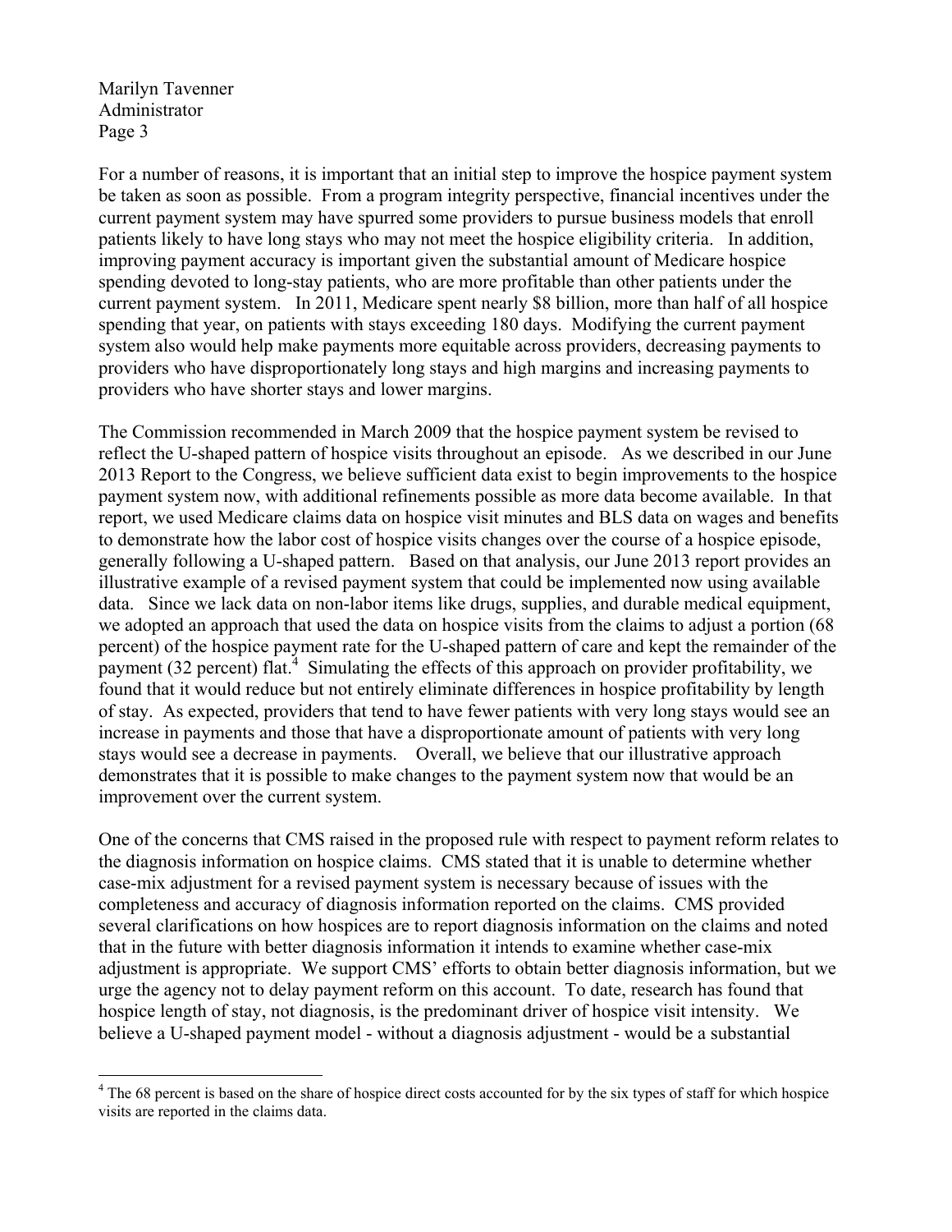For a number of reasons, it is important that an initial step to improve the hospice payment system be taken as soon as possible. From a program integrity perspective, financial incentives under the current payment system may have spurred some providers to pursue business models that enroll patients likely to have long stays who may not meet the hospice eligibility criteria. In addition, improving payment accuracy is important given the substantial amount of Medicare hospice spending devoted to long-stay patients, who are more profitable than other patients under the current payment system. In 2011, Medicare spent nearly $8 billion, more than half of all hospice spending that year, on patients with stays exceeding 180 days. Modifying the current payment system also would help make payments more equitable across providers, decreasing payments to providers who have disproportionately long stays and high margins and increasing payments to providers who have shorter stays and lower margins.

The Commission recommended in March 2009 that the hospice payment system be revised to reflect the U-shaped pattern of hospice visits throughout an episode. As we described in our June 2013 Report to the Congress, we believe sufficient data exist to begin improvements to the hospice payment system now, with additional refinements possible as more data become available. In that report, we used Medicare claims data on hospice visit minutes and BLS data on wages and benefits to demonstrate how the labor cost of hospice visits changes over the course of a hospice episode, generally following a U-shaped pattern. Based on that analysis, our June 2013 report provides an illustrative example of a revised payment system that could be implemented now using available data. Since we lack data on non-labor items like drugs, supplies, and durable medical equipment, we adopted an approach that used the data on hospice visits from the claims to adjust a portion (68 percent) of the hospice payment rate for the U-shaped pattern of care and kept the remainder of the payment (32 percent) flat.[4] Simulating the effects of this approach on provider profitability, we found that it would reduce but not entirely eliminate differences in hospice profitability by length of stay. As expected, providers that tend to have fewer patients with very long stays would see an increase in payments and those that have a disproportionate amount of patients with very long stays would see a decrease in payments. Overall, we believe that our illustrative approach demonstrates that it is possible to make changes to the payment system now that would be an improvement over the current system.

One of the concerns that CMS raised in the proposed rule with respect to payment reform relates to the diagnosis information on hospice claims. CMS stated that it is unable to determine whether case-mix adjustment for a revised payment system is necessary because of issues with the completeness and accuracy of diagnosis information reported on the claims. CMS provided several clarifications on how hospices are to report diagnosis information on the claims and noted that in the future with better diagnosis information it intends to examine whether case-mix adjustment is appropriate. We support CMS' efforts to obtain better diagnosis information, but we urge the agency not to delay payment reform on this account. To date, research has found that hospice length of stay, not diagnosis, is the predominant driver of hospice visit intensity. We believe a U-shaped payment model - without a diagnosis adjustment - would be a substantial

[4] The 68 percent is based on the share of hospice direct costs accounted for by the six types of staff for which hospice visits are reported in the claims data.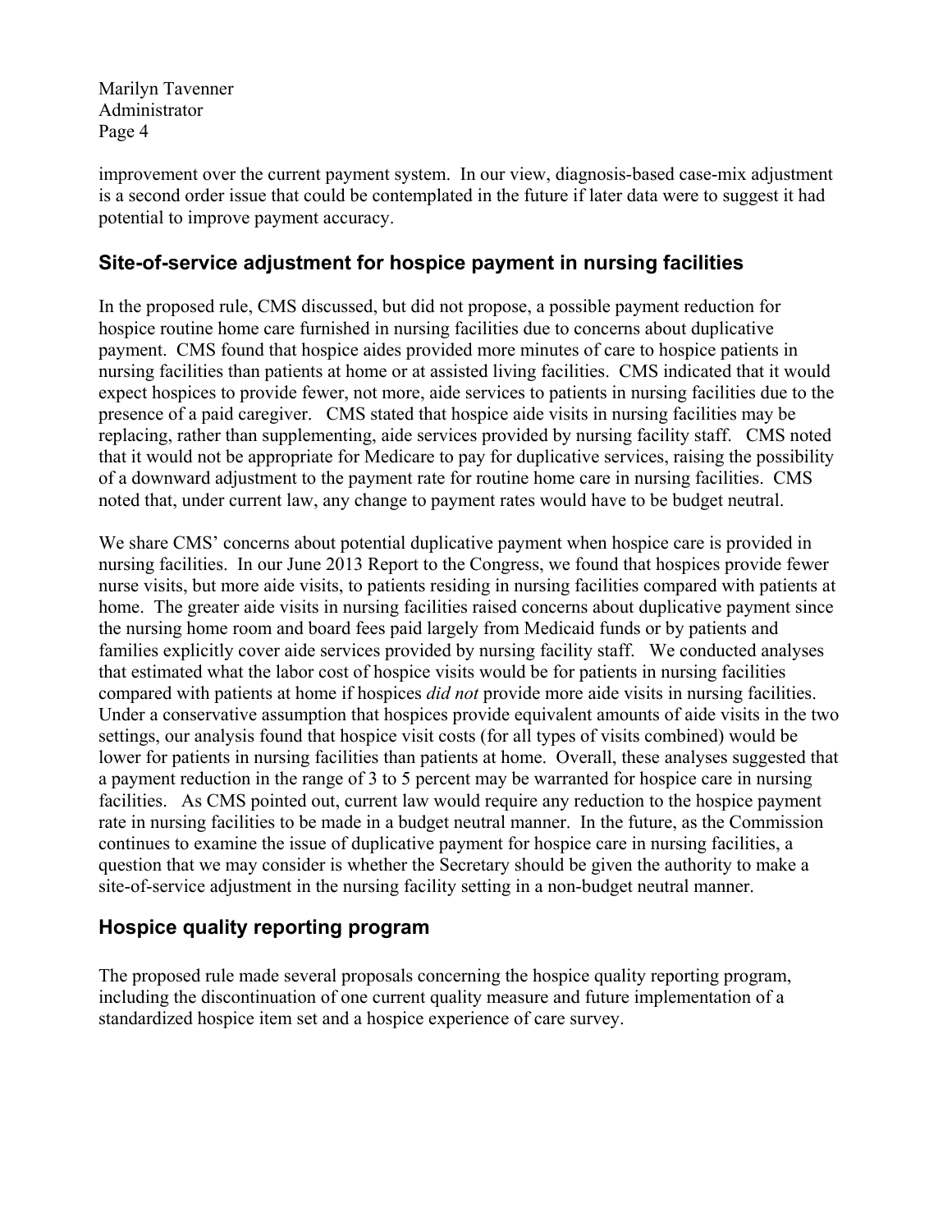improvement over the current payment system. In our view, diagnosis-based case-mix adjustment is a second order issue that could be contemplated in the future if later data were to suggest it had potential to improve payment accuracy.

## Site-of-service adjustment for hospice payment in nursing facilities

In the proposed rule, CMS discussed, but did not propose, a possible payment reduction for hospice routine home care furnished in nursing facilities due to concerns about duplicative payment. CMS found that hospice aides provided more minutes of care to hospice patients in nursing facilities than patients at home or at assisted living facilities. CMS indicated that it would expect hospices to provide fewer, not more, aide services to patients in nursing facilities due to the presence of a paid caregiver. CMS stated that hospice aide visits in nursing facilities may be replacing, rather than supplementing, aide services provided by nursing facility staff. CMS noted that it would not be appropriate for Medicare to pay for duplicative services, raising the possibility of a downward adjustment to the payment rate for routine home care in nursing facilities. CMS noted that, under current law, any change to payment rates would have to be budget neutral.

We share CMS' concerns about potential duplicative payment when hospice care is provided in nursing facilities. In our June 2013 Report to the Congress, we found that hospices provide fewer nurse visits, but more aide visits, to patients residing in nursing facilities compared with patients at home. The greater aide visits in nursing facilities raised concerns about duplicative payment since the nursing home room and board fees paid largely from Medicaid funds or by patients and families explicitly cover aide services provided by nursing facility staff. We conducted analyses that estimated what the labor cost of hospice visits would be for patients in nursing facilities compared with patients at home if hospices *did not* provide more aide visits in nursing facilities. Under a conservative assumption that hospices provide equivalent amounts of aide visits in the two settings, our analysis found that hospice visit costs (for all types of visits combined) would be lower for patients in nursing facilities than patients at home. Overall, these analyses suggested that a payment reduction in the range of 3 to 5 percent may be warranted for hospice care in nursing facilities. As CMS pointed out, current law would require any reduction to the hospice payment rate in nursing facilities to be made in a budget neutral manner. In the future, as the Commission continues to examine the issue of duplicative payment for hospice care in nursing facilities, a question that we may consider is whether the Secretary should be given the authority to make a site-of-service adjustment in the nursing facility setting in a non-budget neutral manner.

## Hospice quality reporting program

The proposed rule made several proposals concerning the hospice quality reporting program, including the discontinuation of one current quality measure and future implementation of a standardized hospice item set and a hospice experience of care survey.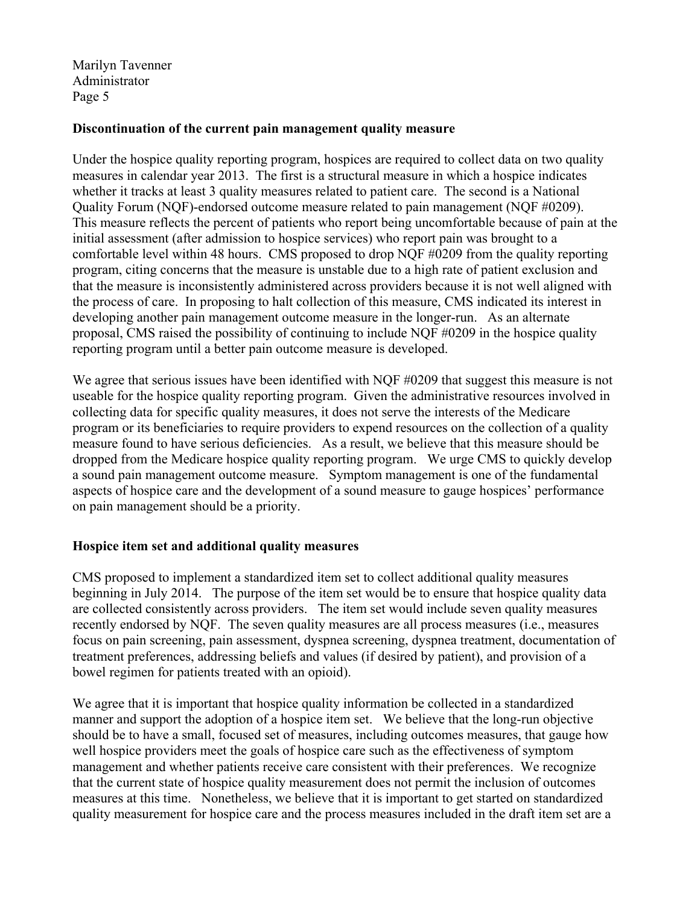**Discontinuation of the current pain management quality measure**

Under the hospice quality reporting program, hospices are required to collect data on two quality measures in calendar year 2013. The first is a structural measure in which a hospice indicates whether it tracks at least 3 quality measures related to patient care. The second is a National Quality Forum (NQF)-endorsed outcome measure related to pain management (NQF #0209). This measure reflects the percent of patients who report being uncomfortable because of pain at the initial assessment (after admission to hospice services) who report pain was brought to a comfortable level within 48 hours. CMS proposed to drop NQF #0209 from the quality reporting program, citing concerns that the measure is unstable due to a high rate of patient exclusion and that the measure is inconsistently administered across providers because it is not well aligned with the process of care. In proposing to halt collection of this measure, CMS indicated its interest in developing another pain management outcome measure in the longer-run. As an alternate proposal, CMS raised the possibility of continuing to include NQF #0209 in the hospice quality reporting program until a better pain outcome measure is developed.

We agree that serious issues have been identified with NQF #0209 that suggest this measure is not useable for the hospice quality reporting program. Given the administrative resources involved in collecting data for specific quality measures, it does not serve the interests of the Medicare program or its beneficiaries to require providers to expend resources on the collection of a quality measure found to have serious deficiencies. As a result, we believe that this measure should be dropped from the Medicare hospice quality reporting program. We urge CMS to quickly develop a sound pain management outcome measure. Symptom management is one of the fundamental aspects of hospice care and the development of a sound measure to gauge hospices' performance on pain management should be a priority.

**Hospice item set and additional quality measures**

CMS proposed to implement a standardized item set to collect additional quality measures beginning in July 2014. The purpose of the item set would be to ensure that hospice quality data are collected consistently across providers. The item set would include seven quality measures recently endorsed by NQF. The seven quality measures are all process measures (i.e., measures focus on pain screening, pain assessment, dyspnea screening, dyspnea treatment, documentation of treatment preferences, addressing beliefs and values (if desired by patient), and provision of a bowel regimen for patients treated with an opioid).

We agree that it is important that hospice quality information be collected in a standardized manner and support the adoption of a hospice item set. We believe that the long-run objective should be to have a small, focused set of measures, including outcomes measures, that gauge how well hospice providers meet the goals of hospice care such as the effectiveness of symptom management and whether patients receive care consistent with their preferences. We recognize that the current state of hospice quality measurement does not permit the inclusion of outcomes measures at this time. Nonetheless, we believe that it is important to get started on standardized quality measurement for hospice care and the process measures included in the draft item set are a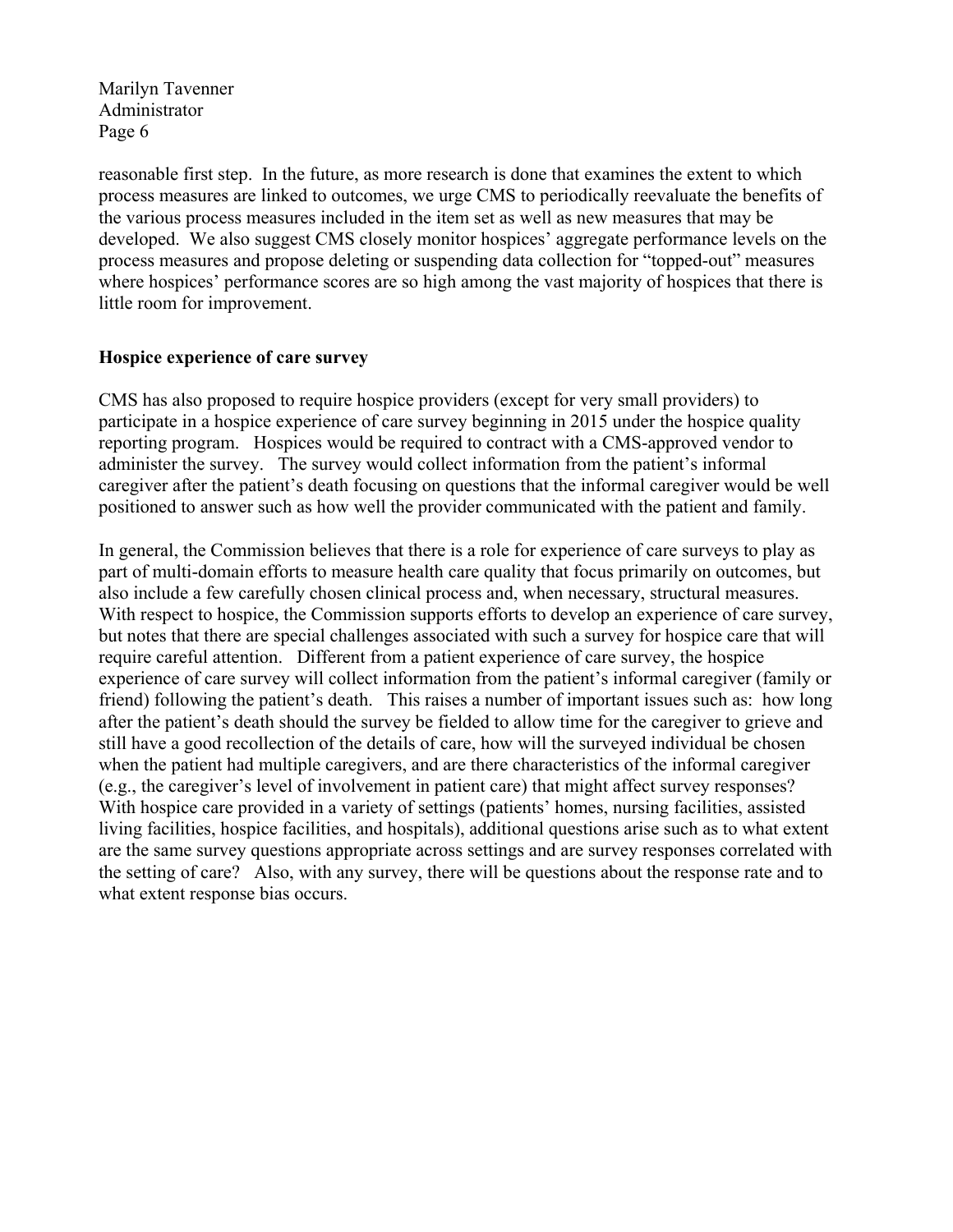reasonable first step. In the future, as more research is done that examines the extent to which process measures are linked to outcomes, we urge CMS to periodically reevaluate the benefits of the various process measures included in the item set as well as new measures that may be developed. We also suggest CMS closely monitor hospices' aggregate performance levels on the process measures and propose deleting or suspending data collection for "topped-out" measures where hospices' performance scores are so high among the vast majority of hospices that there is little room for improvement.

**Hospice experience of care survey**

CMS has also proposed to require hospice providers (except for very small providers) to participate in a hospice experience of care survey beginning in 2015 under the hospice quality reporting program. Hospices would be required to contract with a CMS-approved vendor to administer the survey. The survey would collect information from the patient's informal caregiver after the patient's death focusing on questions that the informal caregiver would be well positioned to answer such as how well the provider communicated with the patient and family.

In general, the Commission believes that there is a role for experience of care surveys to play as part of multi-domain efforts to measure health care quality that focus primarily on outcomes, but also include a few carefully chosen clinical process and, when necessary, structural measures. With respect to hospice, the Commission supports efforts to develop an experience of care survey, but notes that there are special challenges associated with such a survey for hospice care that will require careful attention. Different from a patient experience of care survey, the hospice experience of care survey will collect information from the patient's informal caregiver (family or friend) following the patient's death. This raises a number of important issues such as: how long after the patient's death should the survey be fielded to allow time for the caregiver to grieve and still have a good recollection of the details of care, how will the surveyed individual be chosen when the patient had multiple caregivers, and are there characteristics of the informal caregiver (e.g., the caregiver's level of involvement in patient care) that might affect survey responses? With hospice care provided in a variety of settings (patients' homes, nursing facilities, assisted living facilities, hospice facilities, and hospitals), additional questions arise such as to what extent are the same survey questions appropriate across settings and are survey responses correlated with the setting of care? Also, with any survey, there will be questions about the response rate and to what extent response bias occurs.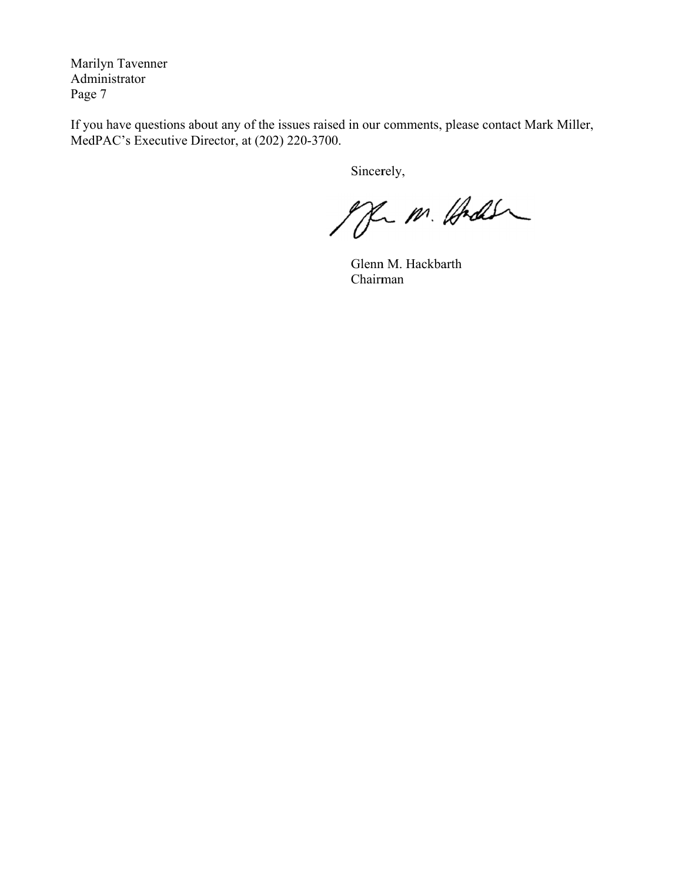Marilyn Tavenner
Administrator
Page 7

If you have questions about any of the issues raised in our comments, please contact Mark Miller, MedPAC's Executive Director, at (202) 220-3700.

Sincerely,

Glenn M. Hackbarth
Chairman